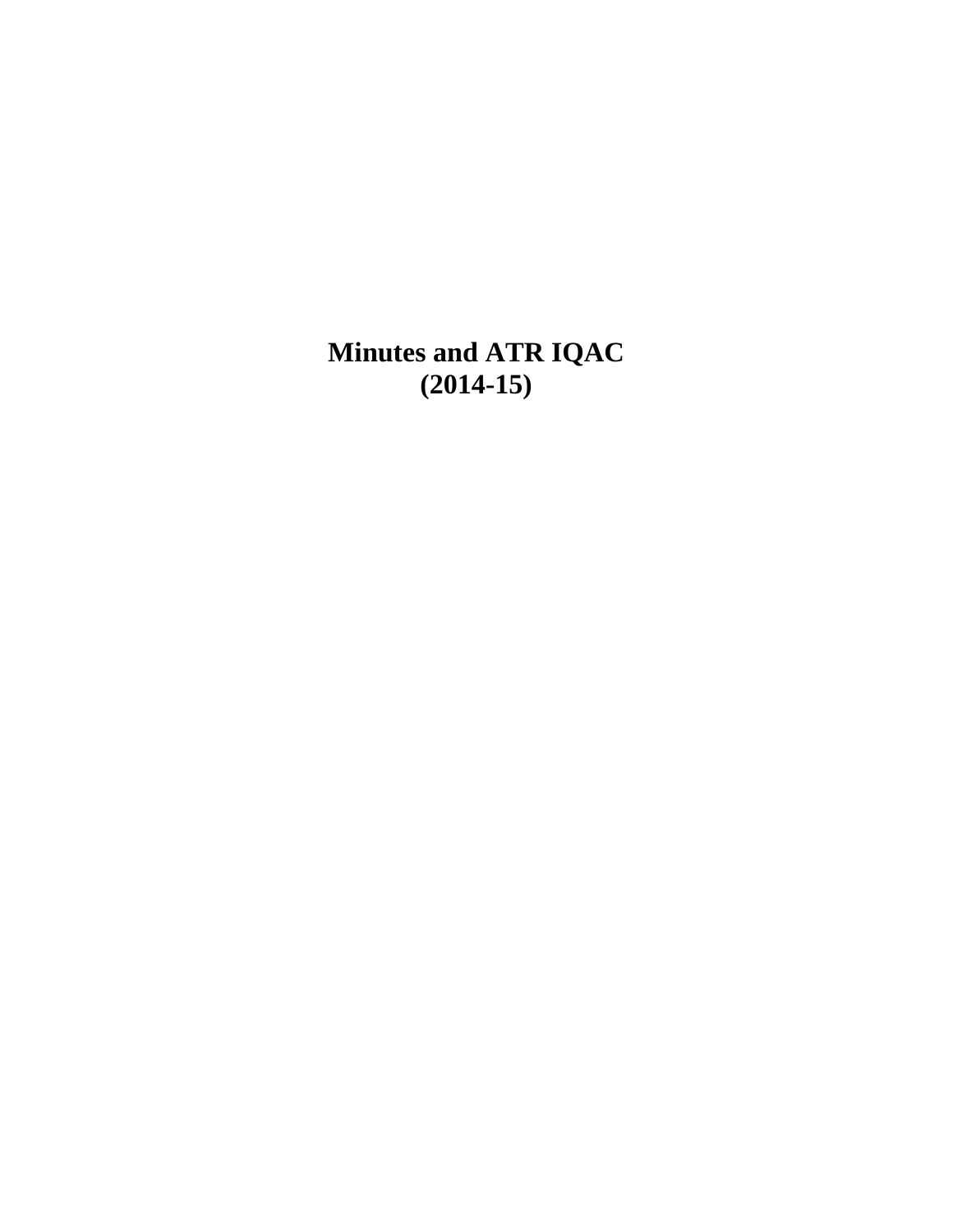# Minutes and ATR IQAC
# (2014-15)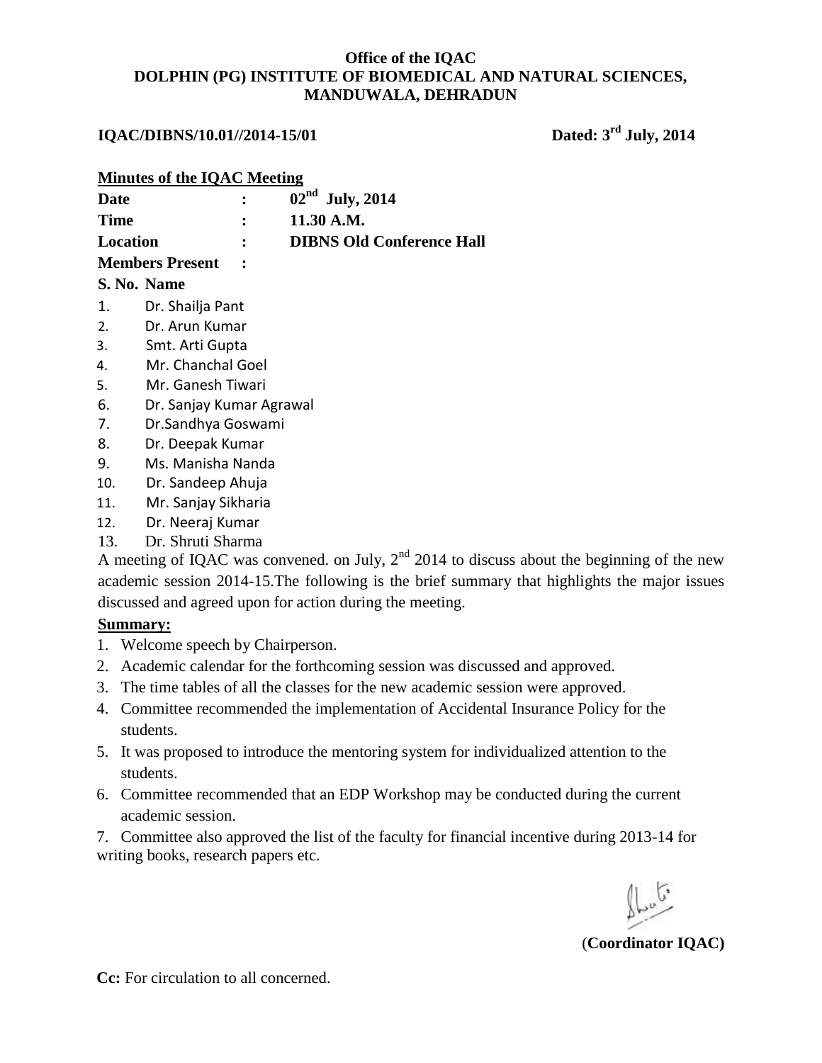**Office of the IQAC**
**DOLPHIN (PG) INSTITUTE OF BIOMEDICAL AND NATURAL SCIENCES, MANDUWALA, DEHRADUN**

**IQAC/DIBNS/10.01//2014-15/01** **Dated: 3rd July, 2014**

## Minutes of the IQAC Meeting

**Date** : **02nd July, 2014**
**Time** : **11.30 A.M.**
**Location** : **DIBNS Old Conference Hall**
**Members Present** :

**S. No. Name**

1. Dr. Shailja Pant
2. Dr. Arun Kumar
3. Smt. Arti Gupta
4. Mr. Chanchal Goel
5. Mr. Ganesh Tiwari
6. Dr. Sanjay Kumar Agrawal
7. Dr.Sandhya Goswami
8. Dr. Deepak Kumar
9. Ms. Manisha Nanda
10. Dr. Sandeep Ahuja
11. Mr. Sanjay Sikharia
12. Dr. Neeraj Kumar
13. Dr. Shruti Sharma

A meeting of IQAC was convened. on July, 2nd 2014 to discuss about the beginning of the new academic session 2014-15.The following is the brief summary that highlights the major issues discussed and agreed upon for action during the meeting.

**Summary:**

1. Welcome speech by Chairperson.
2. Academic calendar for the forthcoming session was discussed and approved.
3. The time tables of all the classes for the new academic session were approved.
4. Committee recommended the implementation of Accidental Insurance Policy for the students.
5. It was proposed to introduce the mentoring system for individualized attention to the students.
6. Committee recommended that an EDP Workshop may be conducted during the current academic session.
7. Committee also approved the list of the faculty for financial incentive during 2013-14 for writing books, research papers etc.

(**Coordinator IQAC)**

**Cc:** For circulation to all concerned.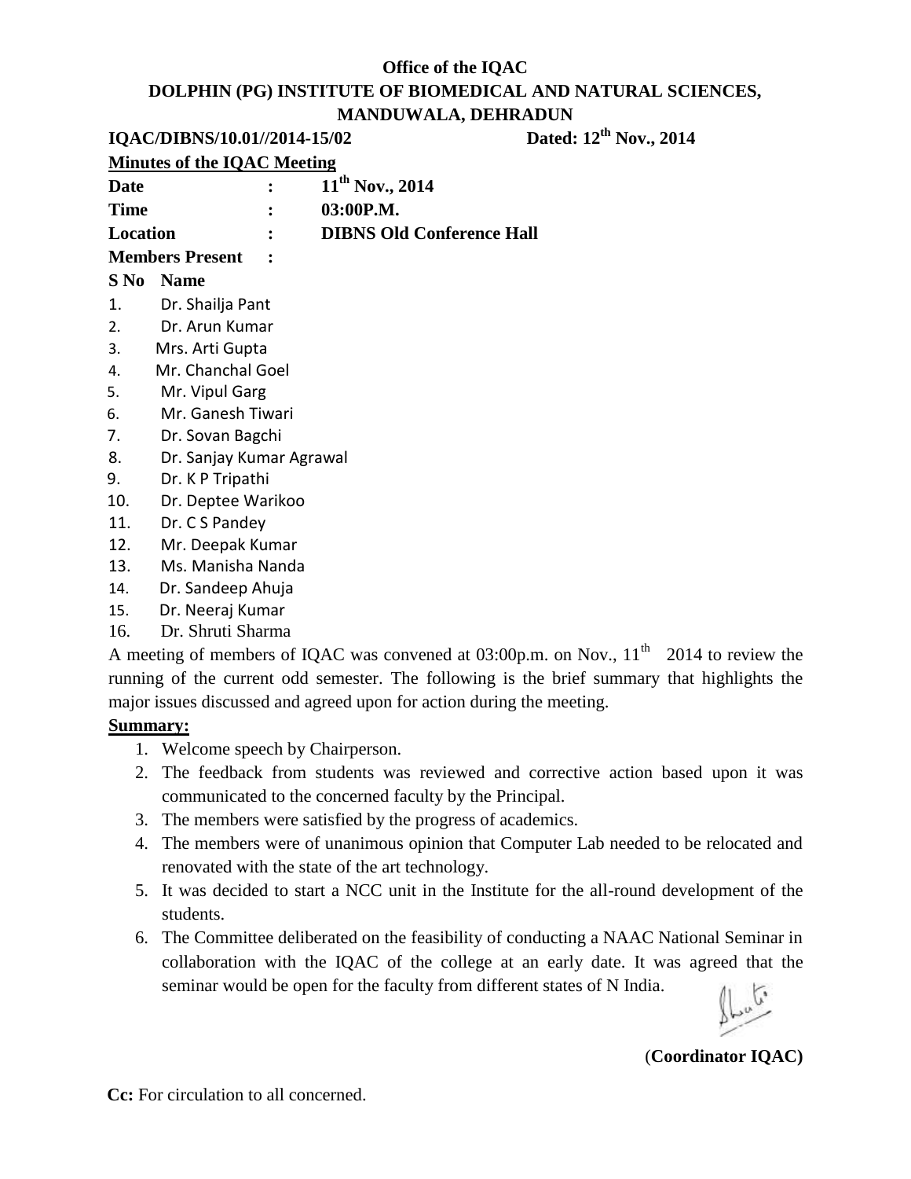**Office of the IQAC**

**DOLPHIN (PG) INSTITUTE OF BIOMEDICAL AND NATURAL SCIENCES, MANDUWALA, DEHRADUN**

**IQAC/DIBNS/10.01//2014-15/02** **Dated: 12th Nov., 2014**

**Minutes of the IQAC Meeting**

**Date** : **11th Nov., 2014**

**Time** : **03:00P.M.**

**Location** : **DIBNS Old Conference Hall**

**Members Present** :

| S No | Name |
|---|---|
| 1. | Dr. Shailja Pant |
| 2. | Dr. Arun Kumar |
| 3. | Mrs. Arti Gupta |
| 4. | Mr. Chanchal Goel |
| 5. | Mr. Vipul Garg |
| 6. | Mr. Ganesh Tiwari |
| 7. | Dr. Sovan Bagchi |
| 8. | Dr. Sanjay Kumar Agrawal |
| 9. | Dr. K P Tripathi |
| 10. | Dr. Deptee Warikoo |
| 11. | Dr. C S Pandey |
| 12. | Mr. Deepak Kumar |
| 13. | Ms. Manisha Nanda |
| 14. | Dr. Sandeep Ahuja |
| 15. | Dr. Neeraj Kumar |
| 16. | Dr. Shruti Sharma |

A meeting of members of IQAC was convened at 03:00p.m. on Nov., 11th 2014 to review the running of the current odd semester. The following is the brief summary that highlights the major issues discussed and agreed upon for action during the meeting.

**Summary:**

1. Welcome speech by Chairperson.
2. The feedback from students was reviewed and corrective action based upon it was communicated to the concerned faculty by the Principal.
3. The members were satisfied by the progress of academics.
4. The members were of unanimous opinion that Computer Lab needed to be relocated and renovated with the state of the art technology.
5. It was decided to start a NCC unit in the Institute for the all-round development of the students.
6. The Committee deliberated on the feasibility of conducting a NAAC National Seminar in collaboration with the IQAC of the college at an early date. It was agreed that the seminar would be open for the faculty from different states of N India.

(**Coordinator IQAC)**

**Cc:** For circulation to all concerned.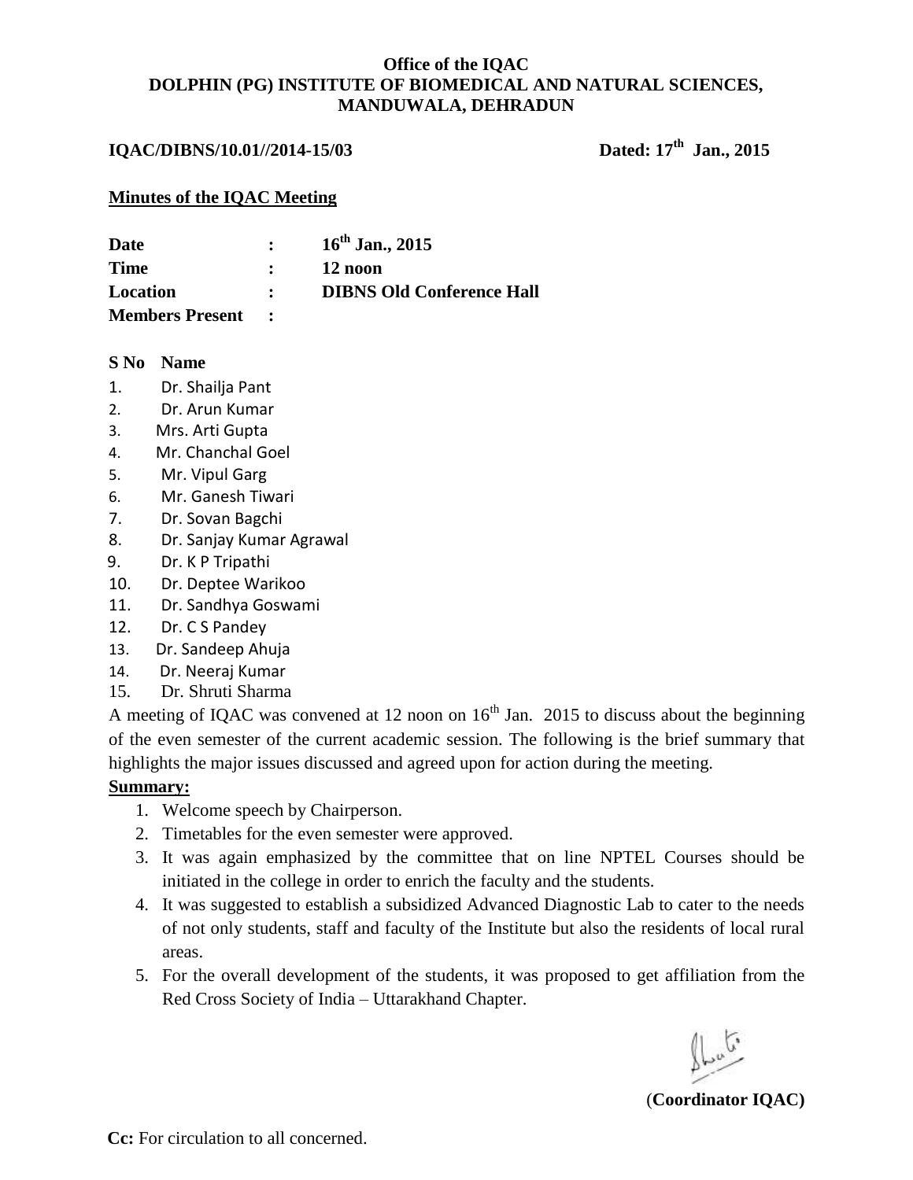**Office of the IQAC**
**DOLPHIN (PG) INSTITUTE OF BIOMEDICAL AND NATURAL SCIENCES, MANDUWALA, DEHRADUN**

**IQAC/DIBNS/10.01//2014-15/03** **Dated: 17th Jan., 2015**

## Minutes of the IQAC Meeting

**Date** : **16th Jan., 2015**
**Time** : **12 noon**
**Location** : **DIBNS Old Conference Hall**
**Members Present** :

| S No | Name |
|---|---|
| 1. | Dr. Shailja Pant |
| 2. | Dr. Arun Kumar |
| 3. | Mrs. Arti Gupta |
| 4. | Mr. Chanchal Goel |
| 5. | Mr. Vipul Garg |
| 6. | Mr. Ganesh Tiwari |
| 7. | Dr. Sovan Bagchi |
| 8. | Dr. Sanjay Kumar Agrawal |
| 9. | Dr. K P Tripathi |
| 10. | Dr. Deptee Warikoo |
| 11. | Dr. Sandhya Goswami |
| 12. | Dr. C S Pandey |
| 13. | Dr. Sandeep Ahuja |
| 14. | Dr. Neeraj Kumar |
| 15. | Dr. Shruti Sharma |

A meeting of IQAC was convened at 12 noon on 16th Jan. 2015 to discuss about the beginning of the even semester of the current academic session. The following is the brief summary that highlights the major issues discussed and agreed upon for action during the meeting.

**Summary:**

1. Welcome speech by Chairperson.
2. Timetables for the even semester were approved.
3. It was again emphasized by the committee that on line NPTEL Courses should be initiated in the college in order to enrich the faculty and the students.
4. It was suggested to establish a subsidized Advanced Diagnostic Lab to cater to the needs of not only students, staff and faculty of the Institute but also the residents of local rural areas.
5. For the overall development of the students, it was proposed to get affiliation from the Red Cross Society of India – Uttarakhand Chapter.

(**Coordinator IQAC)**

**Cc:** For circulation to all concerned.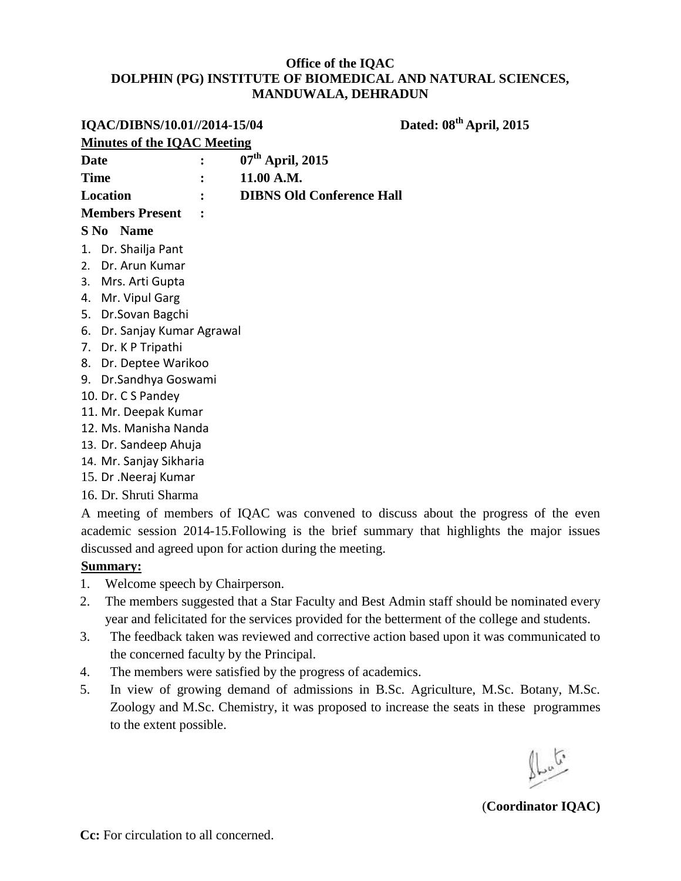**Office of the IQAC**
**DOLPHIN (PG) INSTITUTE OF BIOMEDICAL AND NATURAL SCIENCES, MANDUWALA, DEHRADUN**

**IQAC/DIBNS/10.01//2014-15/04** **Dated: 08th April, 2015**

**Minutes of the IQAC Meeting**

**Date** : **07th April, 2015**
**Time** : **11.00 A.M.**
**Location** : **DIBNS Old Conference Hall**
**Members Present** :

**S No Name**

1. Dr. Shailja Pant
2. Dr. Arun Kumar
3. Mrs. Arti Gupta
4. Mr. Vipul Garg
5. Dr.Sovan Bagchi
6. Dr. Sanjay Kumar Agrawal
7. Dr. K P Tripathi
8. Dr. Deptee Warikoo
9. Dr.Sandhya Goswami
10. Dr. C S Pandey
11. Mr. Deepak Kumar
12. Ms. Manisha Nanda
13. Dr. Sandeep Ahuja
14. Mr. Sanjay Sikharia
15. Dr .Neeraj Kumar
16. Dr. Shruti Sharma

A meeting of members of IQAC was convened to discuss about the progress of the even academic session 2014-15.Following is the brief summary that highlights the major issues discussed and agreed upon for action during the meeting.

**Summary:**

1. Welcome speech by Chairperson.
2. The members suggested that a Star Faculty and Best Admin staff should be nominated every year and felicitated for the services provided for the betterment of the college and students.
3. The feedback taken was reviewed and corrective action based upon it was communicated to the concerned faculty by the Principal.
4. The members were satisfied by the progress of academics.
5. In view of growing demand of admissions in B.Sc. Agriculture, M.Sc. Botany, M.Sc. Zoology and M.Sc. Chemistry, it was proposed to increase the seats in these programmes to the extent possible.

(**Coordinator IQAC)**

**Cc:** For circulation to all concerned.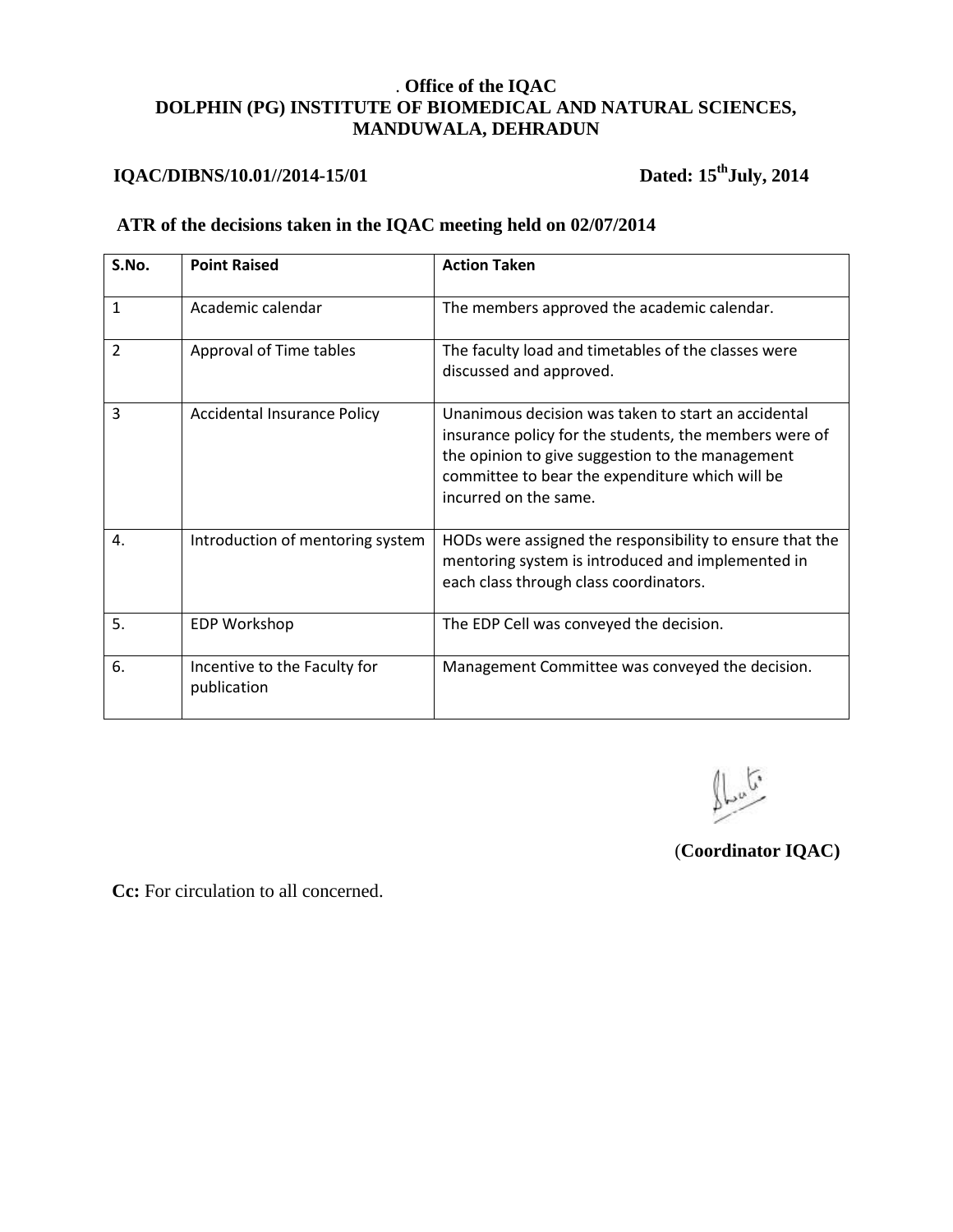**. Office of the IQAC**
**DOLPHIN (PG) INSTITUTE OF BIOMEDICAL AND NATURAL SCIENCES, MANDUWALA, DEHRADUN**

**IQAC/DIBNS/10.01//2014-15/01** **Dated: 15th July, 2014**

**ATR of the decisions taken in the IQAC meeting held on 02/07/2014**

| S.No. | Point Raised | Action Taken |
|---|---|---|
| 1 | Academic calendar | The members approved the academic calendar. |
| 2 | Approval of Time tables | The faculty load and timetables of the classes were discussed and approved. |
| 3 | Accidental Insurance Policy | Unanimous decision was taken to start an accidental insurance policy for the students, the members were of the opinion to give suggestion to the management committee to bear the expenditure which will be incurred on the same. |
| 4. | Introduction of mentoring system | HODs were assigned the responsibility to ensure that the mentoring system is introduced and implemented in each class through class coordinators. |
| 5. | EDP Workshop | The EDP Cell was conveyed the decision. |
| 6. | Incentive to the Faculty for publication | Management Committee was conveyed the decision. |

(**Coordinator IQAC)**

**Cc:** For circulation to all concerned.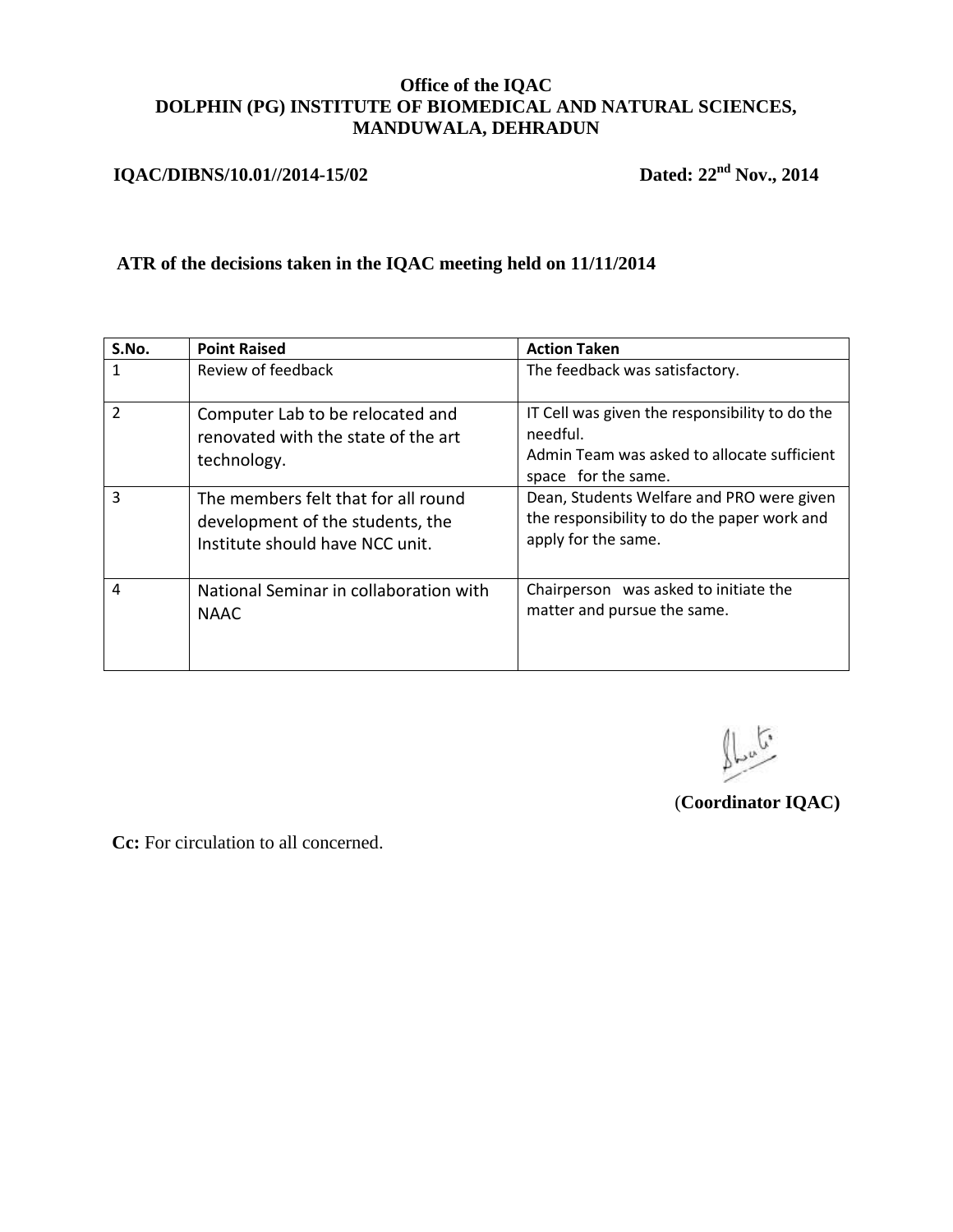**Office of the IQAC**
**DOLPHIN (PG) INSTITUTE OF BIOMEDICAL AND NATURAL SCIENCES, MANDUWALA, DEHRADUN**

**IQAC/DIBNS/10.01//2014-15/02** **Dated: 22nd Nov., 2014**

**ATR of the decisions taken in the IQAC meeting held on 11/11/2014**

| S.No. | Point Raised | Action Taken |
|---|---|---|
| 1 | Review of feedback | The feedback was satisfactory. |
| 2 | Computer Lab to be relocated and renovated with the state of the art technology. | IT Cell was given the responsibility to do the needful.<br>Admin Team was asked to allocate sufficient space for the same. |
| 3 | The members felt that for all round development of the students, the Institute should have NCC unit. | Dean, Students Welfare and PRO were given the responsibility to do the paper work and apply for the same. |
| 4 | National Seminar in collaboration with NAAC | Chairperson was asked to initiate the matter and pursue the same. |

(**Coordinator IQAC)**

**Cc:** For circulation to all concerned.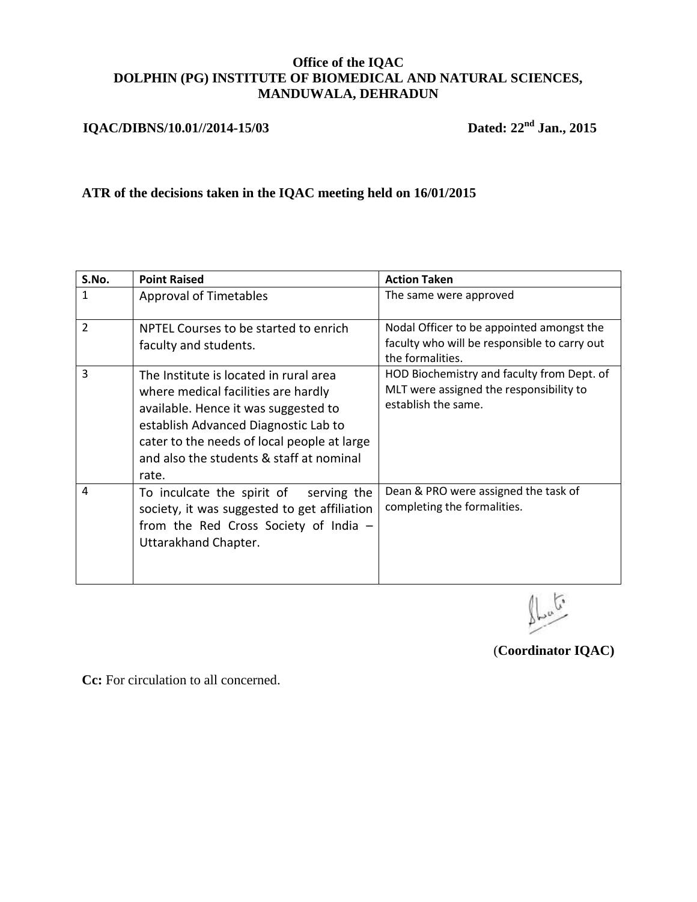**Office of the IQAC**
**DOLPHIN (PG) INSTITUTE OF BIOMEDICAL AND NATURAL SCIENCES, MANDUWALA, DEHRADUN**

**IQAC/DIBNS/10.01//2014-15/03** **Dated: 22nd Jan., 2015**

**ATR of the decisions taken in the IQAC meeting held on 16/01/2015**

| S.No. | Point Raised | Action Taken |
|---|---|---|
| 1 | Approval of Timetables | The same were approved |
| 2 | NPTEL Courses to be started to enrich faculty and students. | Nodal Officer to be appointed amongst the faculty who will be responsible to carry out the formalities. |
| 3 | The Institute is located in rural area where medical facilities are hardly available. Hence it was suggested to establish Advanced Diagnostic Lab to cater to the needs of local people at large and also the students & staff at nominal rate. | HOD Biochemistry and faculty from Dept. of MLT were assigned the responsibility to establish the same. |
| 4 | To inculcate the spirit of serving the society, it was suggested to get affiliation from the Red Cross Society of India – Uttarakhand Chapter. | Dean & PRO were assigned the task of completing the formalities. |

(**Coordinator IQAC)**

**Cc:** For circulation to all concerned.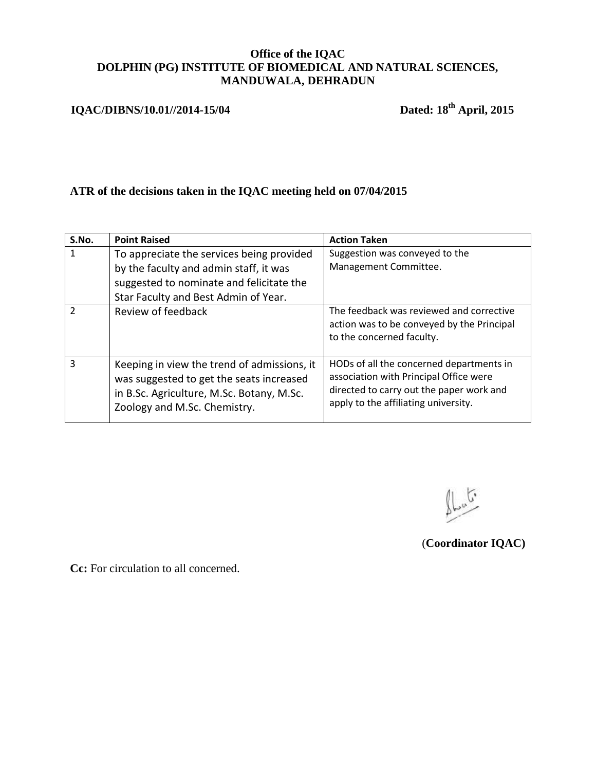**Office of the IQAC**
**DOLPHIN (PG) INSTITUTE OF BIOMEDICAL AND NATURAL SCIENCES, MANDUWALA, DEHRADUN**

**IQAC/DIBNS/10.01//2014-15/04** **Dated: 18th April, 2015**

**ATR of the decisions taken in the IQAC meeting held on 07/04/2015**

| S.No. | Point Raised | Action Taken |
|---|---|---|
| 1 | To appreciate the services being provided by the faculty and admin staff, it was suggested to nominate and felicitate the Star Faculty and Best Admin of Year. | Suggestion was conveyed to the Management Committee. |
| 2 | Review of feedback | The feedback was reviewed and corrective action was to be conveyed by the Principal to the concerned faculty. |
| 3 | Keeping in view the trend of admissions, it was suggested to get the seats increased in B.Sc. Agriculture, M.Sc. Botany, M.Sc. Zoology and M.Sc. Chemistry. | HODs of all the concerned departments in association with Principal Office were directed to carry out the paper work and apply to the affiliating university. |

(**Coordinator IQAC)**

**Cc:** For circulation to all concerned.